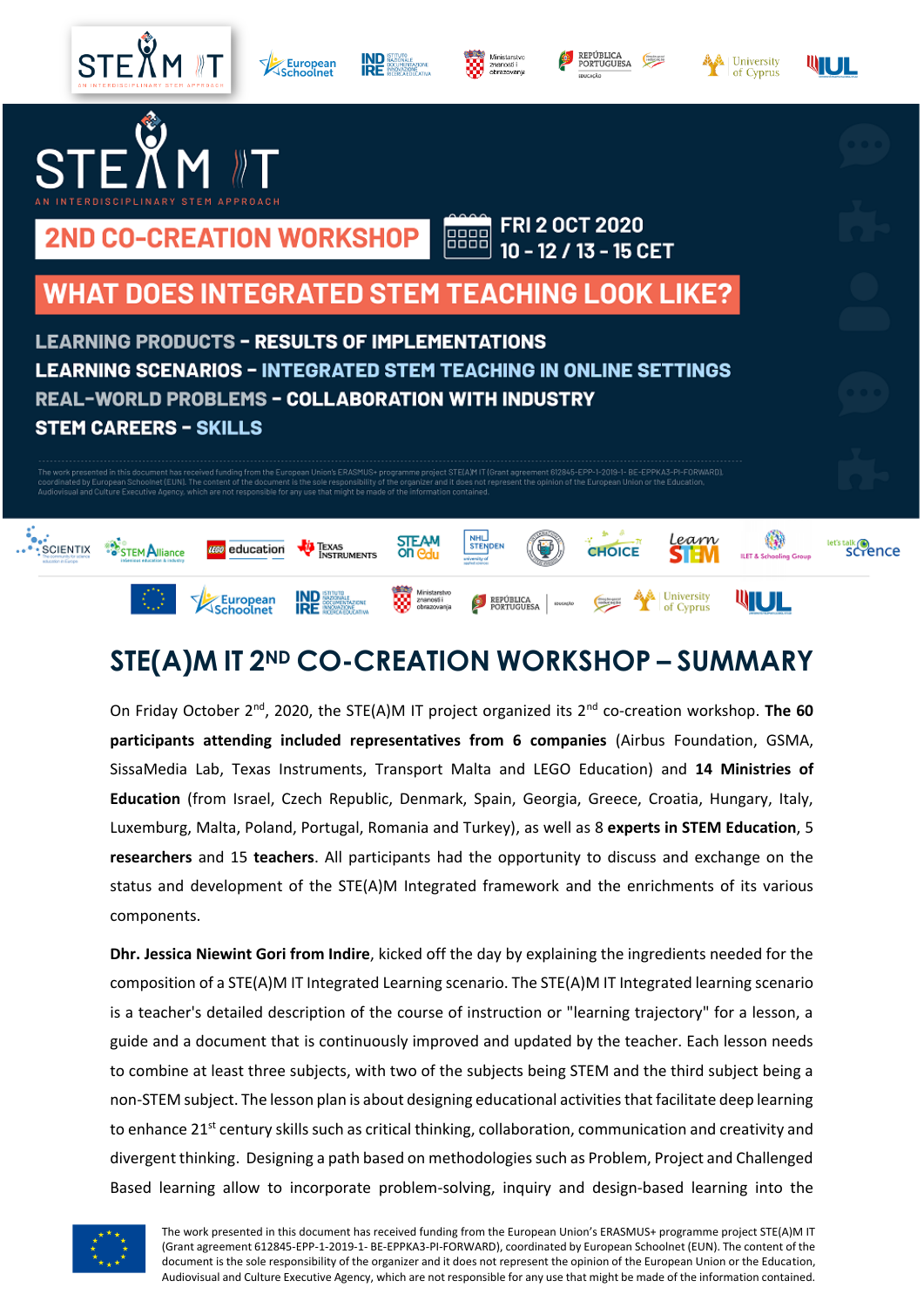# STE(A)M IT

AN INTERDISCIPLINARY STEM APPROACH

## 2ND CO-CREATION WORKSHOP

FRI 2 OCT 2020
10 - 12 / 13 - 15 CET

## WHAT DOES INTEGRATED STEM TEACHING LOOK LIKE?

LEARNING PRODUCTS – RESULTS OF IMPLEMENTATIONS
LEARNING SCENARIOS – INTEGRATED STEM TEACHING IN ONLINE SETTINGS
REAL-WORLD PROBLEMS – COLLABORATION WITH INDUSTRY
STEM CAREERS – SKILLS

The work presented in this document has received funding from the European Union's ERASMUS+ programme project STE(A)M IT (Grant agreement 612845-EPP-1-2019-1- BE-EPPKA3-PI-FORWARD), coordinated by European Schoolnet (EUN). The content of the document is the sole responsibility of the organizer and it does not represent the opinion of the European Union or the Education, Audiovisual and Culture Executive Agency, which are not responsible for any use that might be made of the information contained.

# STE(A)M IT 2ND CO-CREATION WORKSHOP – SUMMARY

On Friday October 2nd, 2020, the STE(A)M IT project organized its 2nd co-creation workshop. **The 60 participants attending included representatives from 6 companies** (Airbus Foundation, GSMA, SissaMedia Lab, Texas Instruments, Transport Malta and LEGO Education) and **14 Ministries of Education** (from Israel, Czech Republic, Denmark, Spain, Georgia, Greece, Croatia, Hungary, Italy, Luxemburg, Malta, Poland, Portugal, Romania and Turkey), as well as 8 **experts in STEM Education**, 5 **researchers** and 15 **teachers**. All participants had the opportunity to discuss and exchange on the status and development of the STE(A)M Integrated framework and the enrichments of its various components.

**Dhr. Jessica Niewint Gori from Indire**, kicked off the day by explaining the ingredients needed for the composition of a STE(A)M IT Integrated Learning scenario. The STE(A)M IT Integrated learning scenario is a teacher's detailed description of the course of instruction or "learning trajectory" for a lesson, a guide and a document that is continuously improved and updated by the teacher. Each lesson needs to combine at least three subjects, with two of the subjects being STEM and the third subject being a non-STEM subject. The lesson plan is about designing educational activities that facilitate deep learning to enhance 21st century skills such as critical thinking, collaboration, communication and creativity and divergent thinking. Designing a path based on methodologies such as Problem, Project and Challenged Based learning allow to incorporate problem-solving, inquiry and design-based learning into the

The work presented in this document has received funding from the European Union's ERASMUS+ programme project STE(A)M IT (Grant agreement 612845-EPP-1-2019-1- BE-EPPKA3-PI-FORWARD), coordinated by European Schoolnet (EUN). The content of the document is the sole responsibility of the organizer and it does not represent the opinion of the European Union or the Education, Audiovisual and Culture Executive Agency, which are not responsible for any use that might be made of the information contained.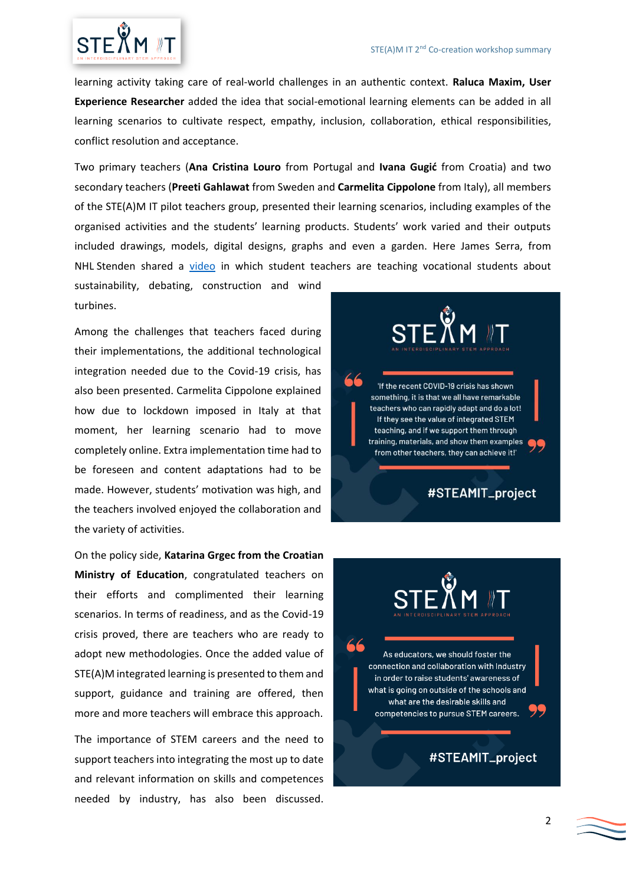learning activity taking care of real-world challenges in an authentic context. **Raluca Maxim, User Experience Researcher** added the idea that social-emotional learning elements can be added in all learning scenarios to cultivate respect, empathy, inclusion, collaboration, ethical responsibilities, conflict resolution and acceptance.

Two primary teachers (**Ana Cristina Louro** from Portugal and **Ivana Gugić** from Croatia) and two secondary teachers (**Preeti Gahlawat** from Sweden and **Carmelita Cippolone** from Italy), all members of the STE(A)M IT pilot teachers group, presented their learning scenarios, including examples of the organised activities and the students' learning products. Students' work varied and their outputs included drawings, models, digital designs, graphs and even a garden. Here James Serra, from NHL Stenden shared a video in which student teachers are teaching vocational students about sustainability, debating, construction and wind turbines.

Among the challenges that teachers faced during their implementations, the additional technological integration needed due to the Covid-19 crisis, has also been presented. Carmelita Cippolone explained how due to lockdown imposed in Italy at that moment, her learning scenario had to move completely online. Extra implementation time had to be foreseen and content adaptations had to be made. However, students' motivation was high, and the teachers involved enjoyed the collaboration and the variety of activities.

> 'If the recent COVID-19 crisis has shown something, it is that we all have remarkable teachers who can rapidly adapt and do a lot! If they see the value of integrated STEM teaching, and if we support them through training, materials, and show them examples from other teachers, they can achieve it!'
>
> #STEAMIT_project

On the policy side, **Katarina Grgec from the Croatian Ministry of Education**, congratulated teachers on their efforts and complimented their learning scenarios. In terms of readiness, and as the Covid-19 crisis proved, there are teachers who are ready to adopt new methodologies. Once the added value of STE(A)M integrated learning is presented to them and support, guidance and training are offered, then more and more teachers will embrace this approach.

> As educators, we should foster the connection and collaboration with Industry in order to raise students' awareness of what is going on outside of the schools and what are the desirable skills and competencies to pursue STEM careers.
>
> #STEAMIT_project

The importance of STEM careers and the need to support teachers into integrating the most up to date and relevant information on skills and competences needed by industry, has also been discussed.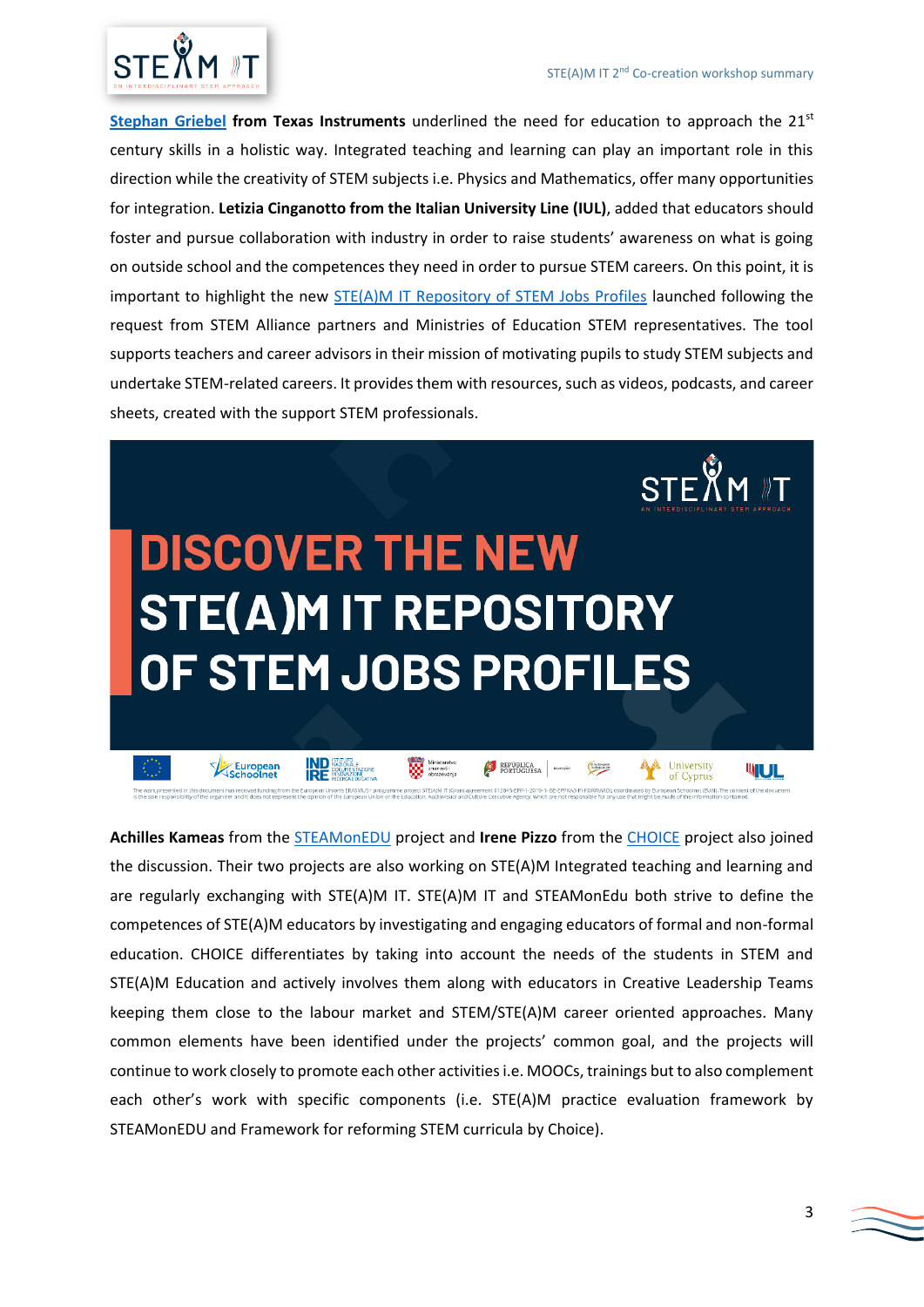[Stephan Griebel](#) **from Texas Instruments** underlined the need for education to approach the 21[st] century skills in a holistic way. Integrated teaching and learning can play an important role in this direction while the creativity of STEM subjects i.e. Physics and Mathematics, offer many opportunities for integration. **Letizia Cinganotto from the Italian University Line (IUL)**, added that educators should foster and pursue collaboration with industry in order to raise students' awareness on what is going on outside school and the competences they need in order to pursue STEM careers. On this point, it is important to highlight the new [STE(A)M IT Repository of STEM Jobs Profiles](#) launched following the request from STEM Alliance partners and Ministries of Education STEM representatives. The tool supports teachers and career advisors in their mission of motivating pupils to study STEM subjects and undertake STEM-related careers. It provides them with resources, such as videos, podcasts, and career sheets, created with the support STEM professionals.

DISCOVER THE NEW STE(A)M IT REPOSITORY OF STEM JOBS PROFILES

**Achilles Kameas** from the [STEAMonEDU](#) project and **Irene Pizzo** from the [CHOICE](#) project also joined the discussion. Their two projects are also working on STE(A)M Integrated teaching and learning and are regularly exchanging with STE(A)M IT. STE(A)M IT and STEAMonEdu both strive to define the competences of STE(A)M educators by investigating and engaging educators of formal and non-formal education. CHOICE differentiates by taking into account the needs of the students in STEM and STE(A)M Education and actively involves them along with educators in Creative Leadership Teams keeping them close to the labour market and STEM/STE(A)M career oriented approaches. Many common elements have been identified under the projects' common goal, and the projects will continue to work closely to promote each other activities i.e. MOOCs, trainings but to also complement each other's work with specific components (i.e. STE(A)M practice evaluation framework by STEAMonEDU and Framework for reforming STEM curricula by Choice).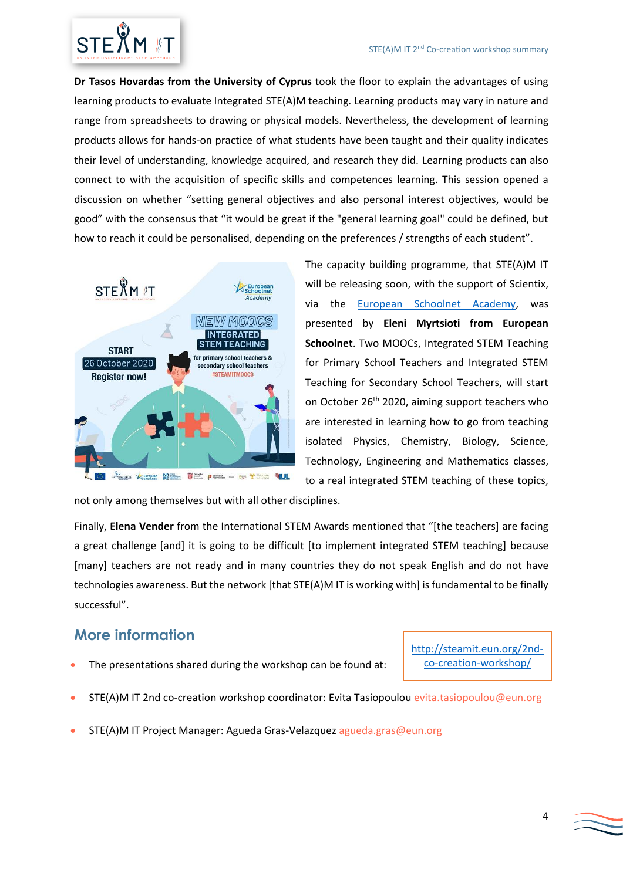**Dr Tasos Hovardas from the University of Cyprus** took the floor to explain the advantages of using learning products to evaluate Integrated STE(A)M teaching. Learning products may vary in nature and range from spreadsheets to drawing or physical models. Nevertheless, the development of learning products allows for hands-on practice of what students have been taught and their quality indicates their level of understanding, knowledge acquired, and research they did. Learning products can also connect to with the acquisition of specific skills and competences learning. This session opened a discussion on whether "setting general objectives and also personal interest objectives, would be good" with the consensus that "it would be great if the "general learning goal" could be defined, but how to reach it could be personalised, depending on the preferences / strengths of each student".

The capacity building programme, that STE(A)M IT will be releasing soon, with the support of Scientix, via the [European Schoolnet Academy](), was presented by **Eleni Myrtsioti from European Schoolnet**. Two MOOCs, Integrated STEM Teaching for Primary School Teachers and Integrated STEM Teaching for Secondary School Teachers, will start on October 26th 2020, aiming support teachers who are interested in learning how to go from teaching isolated Physics, Chemistry, Biology, Science, Technology, Engineering and Mathematics classes, to a real integrated STEM teaching of these topics, not only among themselves but with all other disciplines.

Finally, **Elena Vender** from the International STEM Awards mentioned that "[the teachers] are facing a great challenge [and] it is going to be difficult [to implement integrated STEM teaching] because [many] teachers are not ready and in many countries they do not speak English and do not have technologies awareness. But the network [that STE(A)M IT is working with] is fundamental to be finally successful".

## More information

- The presentations shared during the workshop can be found at: http://steamit.eun.org/2nd-co-creation-workshop/
- STE(A)M IT 2nd co-creation workshop coordinator: Evita Tasiopoulou evita.tasiopoulou@eun.org
- STE(A)M IT Project Manager: Agueda Gras-Velazquez agueda.gras@eun.org